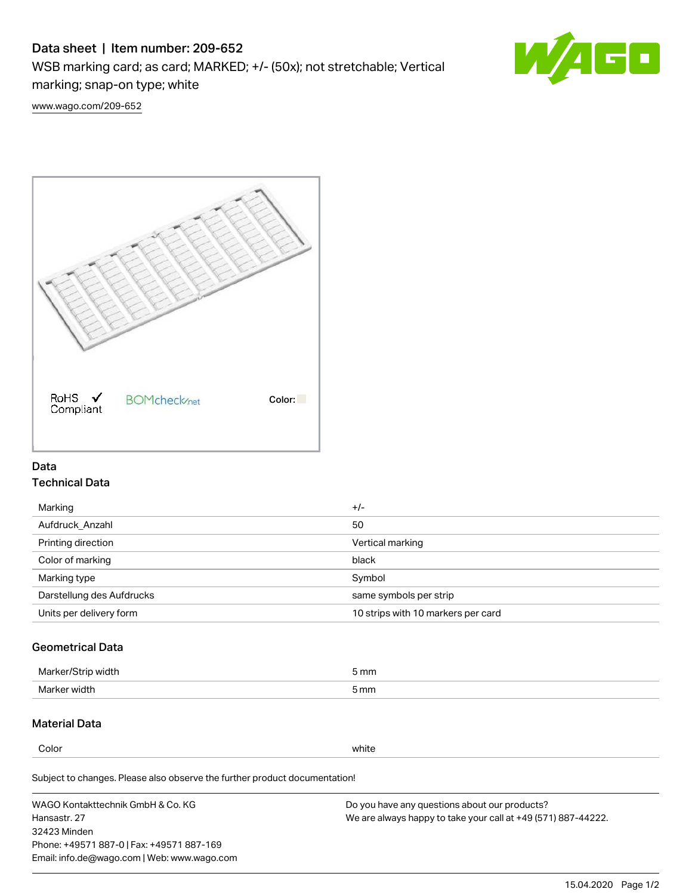# Data sheet | Item number: 209-652

WSB marking card; as card; MARKED; +/- (50x); not stretchable; Vertical marking; snap-on type; white

www.wago.com/209-652

RoHS Compliant    BOMcheck.net    Color:

## Data

### Technical Data

| | |
|---|---|
| Marking | +/- |
| Aufdruck_Anzahl | 50 |
| Printing direction | Vertical marking |
| Color of marking | black |
| Marking type | Symbol |
| Darstellung des Aufdrucks | same symbols per strip |
| Units per delivery form | 10 strips with 10 markers per card |

### Geometrical Data

| | |
|---|---|
| Marker/Strip width | 5 mm |
| Marker width | 5 mm |

### Material Data

| | |
|---|---|
| Color | white |

Subject to changes. Please also observe the further product documentation!

WAGO Kontakttechnik GmbH & Co. KG
Hansastr. 27
32423 Minden
Phone: +49571 887-0 | Fax: +49571 887-169
Email: info.de@wago.com | Web: www.wago.com

Do you have any questions about our products?
We are always happy to take your call at +49 (571) 887-44222.

15.04.2020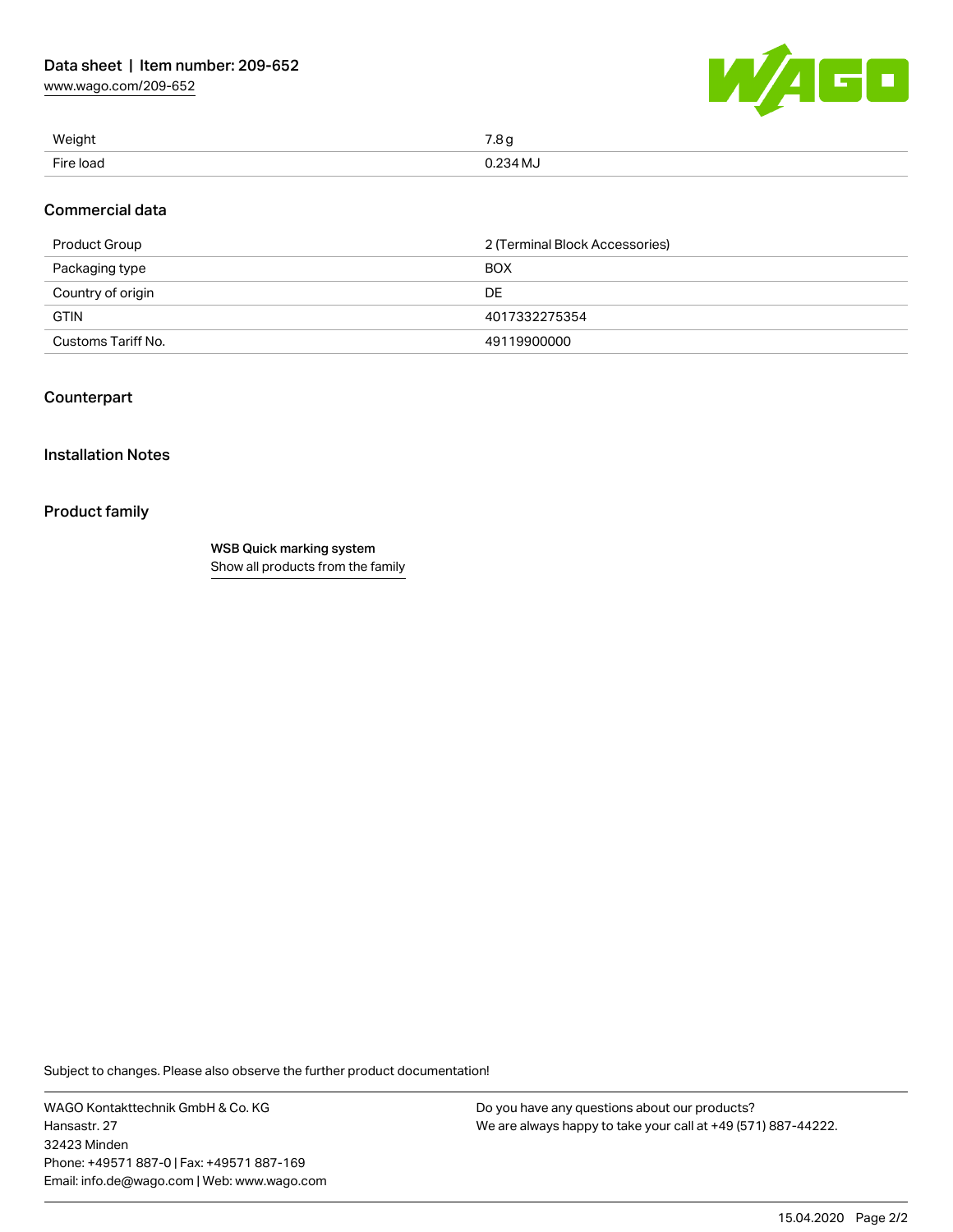| | |
|---|---|
| Weight | 7.8 g |
| Fire load | 0.234 MJ |

## Commercial data

| | |
|---|---|
| Product Group | 2 (Terminal Block Accessories) |
| Packaging type | BOX |
| Country of origin | DE |
| GTIN | 4017332275354 |
| Customs Tariff No. | 49119900000 |

## Counterpart

## Installation Notes

## Product family

**WSB Quick marking system**
Show all products from the family

Subject to changes. Please also observe the further product documentation!

WAGO Kontakttechnik GmbH & Co. KG
Hansastr. 27
32423 Minden
Phone: +49571 887-0 | Fax: +49571 887-169
Email: info.de@wago.com | Web: www.wago.com

Do you have any questions about our products?
We are always happy to take your call at +49 (571) 887-44222.

15.04.2020